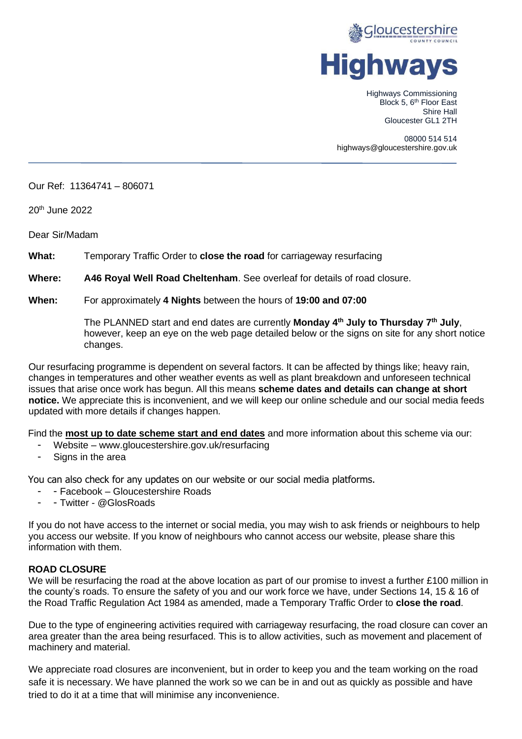Gloucestershire COUNTY COUNCIL

# Highways

Highways Commissioning
Block 5, 6th Floor East
Shire Hall
Gloucester GL1 2TH

08000 514 514
highways@gloucestershire.gov.uk

---

Our Ref: 11364741 – 806071

20th June 2022

Dear Sir/Madam

**What:** Temporary Traffic Order to **close the road** for carriageway resurfacing

**Where:** **A46 Royal Well Road Cheltenham**. See overleaf for details of road closure.

**When:** For approximately **4 Nights** between the hours of **19:00 and 07:00**

The PLANNED start and end dates are currently **Monday 4th July to Thursday 7th July**, however, keep an eye on the web page detailed below or the signs on site for any short notice changes.

Our resurfacing programme is dependent on several factors. It can be affected by things like; heavy rain, changes in temperatures and other weather events as well as plant breakdown and unforeseen technical issues that arise once work has begun. All this means **scheme dates and details can change at short notice.** We appreciate this is inconvenient, and we will keep our online schedule and our social media feeds updated with more details if changes happen.

Find the **most up to date scheme start and end dates** and more information about this scheme via our:

- Website – www.gloucestershire.gov.uk/resurfacing
- Signs in the area

You can also check for any updates on our website or our social media platforms.

- - Facebook – Gloucestershire Roads
- - Twitter - @GlosRoads

If you do not have access to the internet or social media, you may wish to ask friends or neighbours to help you access our website. If you know of neighbours who cannot access our website, please share this information with them.

**ROAD CLOSURE**

We will be resurfacing the road at the above location as part of our promise to invest a further £100 million in the county's roads. To ensure the safety of you and our work force we have, under Sections 14, 15 & 16 of the Road Traffic Regulation Act 1984 as amended, made a Temporary Traffic Order to **close the road**.

Due to the type of engineering activities required with carriageway resurfacing, the road closure can cover an area greater than the area being resurfaced. This is to allow activities, such as movement and placement of machinery and material.

We appreciate road closures are inconvenient, but in order to keep you and the team working on the road safe it is necessary. We have planned the work so we can be in and out as quickly as possible and have tried to do it at a time that will minimise any inconvenience.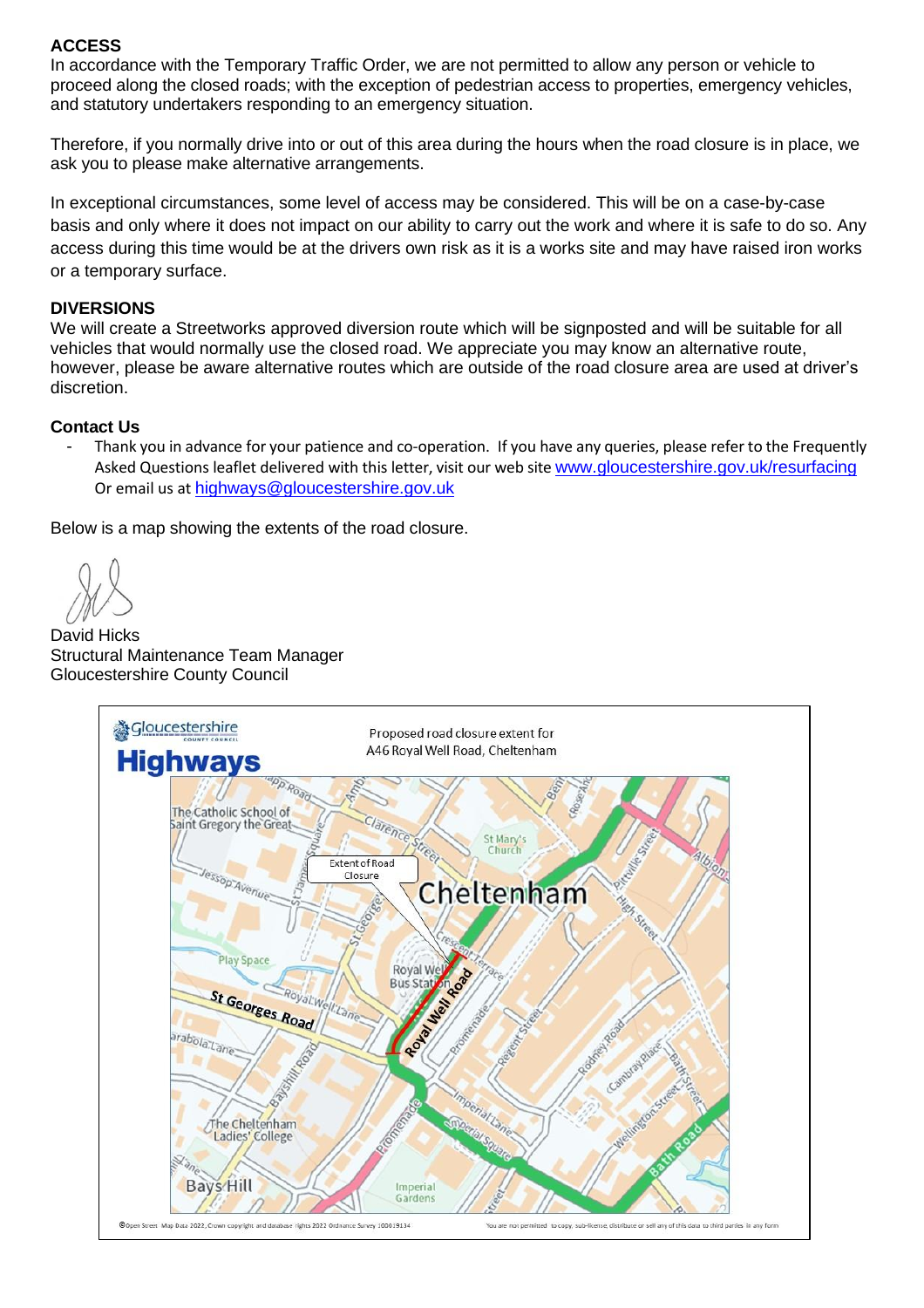**ACCESS**

In accordance with the Temporary Traffic Order, we are not permitted to allow any person or vehicle to proceed along the closed roads; with the exception of pedestrian access to properties, emergency vehicles, and statutory undertakers responding to an emergency situation.

Therefore, if you normally drive into or out of this area during the hours when the road closure is in place, we ask you to please make alternative arrangements.

In exceptional circumstances, some level of access may be considered. This will be on a case-by-case basis and only where it does not impact on our ability to carry out the work and where it is safe to do so. Any access during this time would be at the drivers own risk as it is a works site and may have raised iron works or a temporary surface.

**DIVERSIONS**

We will create a Streetworks approved diversion route which will be signposted and will be suitable for all vehicles that would normally use the closed road. We appreciate you may know an alternative route, however, please be aware alternative routes which are outside of the road closure area are used at driver's discretion.

**Contact Us**

- Thank you in advance for your patience and co-operation. If you have any queries, please refer to the Frequently Asked Questions leaflet delivered with this letter, visit our web site [www.gloucestershire.gov.uk/resurfacing](www.gloucestershire.gov.uk/resurfacing) Or email us at [highways@gloucestershire.gov.uk](mailto:highways@gloucestershire.gov.uk)

Below is a map showing the extents of the road closure.

David Hicks
Structural Maintenance Team Manager
Gloucestershire County Council

Gloucestershire County Council Highways

Proposed road closure extent for A46 Royal Well Road, Cheltenham

Extent of Road Closure

©Open Street Map Data 2022, Crown copyright and database rights 2022 Ordnance Survey 100019134

You are not permitted to copy, sub-license, distribute or sell any of this data to third parties in any form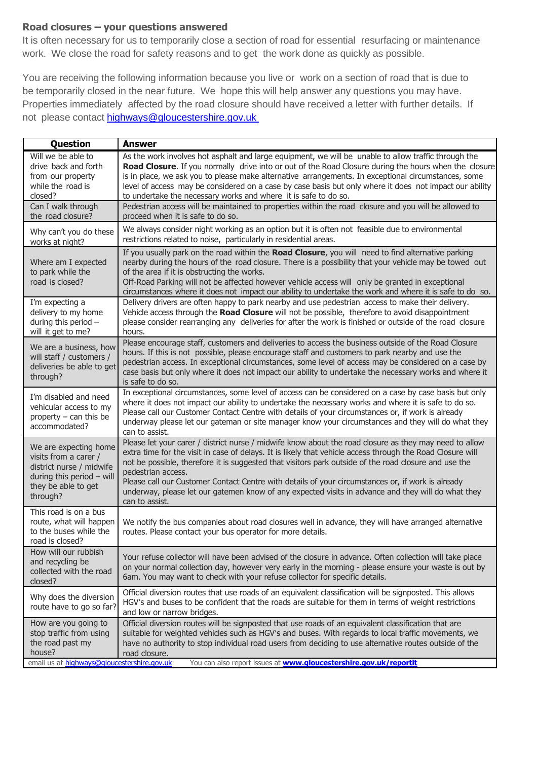## Road closures – your questions answered

It is often necessary for us to temporarily close a section of road for essential resurfacing or maintenance work. We close the road for safety reasons and to get the work done as quickly as possible.

You are receiving the following information because you live or work on a section of road that is due to be temporarily closed in the near future. We hope this will help answer any questions you may have. Properties immediately affected by the road closure should have received a letter with further details. If not please contact highways@gloucestershire.gov.uk

| Question | Answer |
|---|---|
| Will we be able to drive back and forth from our property while the road is closed? | As the work involves hot asphalt and large equipment, we will be unable to allow traffic through the **Road Closure**. If you normally drive into or out of the Road Closure during the hours when the closure is in place, we ask you to please make alternative arrangements. In exceptional circumstances, some level of access may be considered on a case by case basis but only where it does not impact our ability to undertake the necessary works and where it is safe to do so. |
| Can I walk through the road closure? | Pedestrian access will be maintained to properties within the road closure and you will be allowed to proceed when it is safe to do so. |
| Why can't you do these works at night? | We always consider night working as an option but it is often not feasible due to environmental restrictions related to noise, particularly in residential areas. |
| Where am I expected to park while the road is closed? | If you usually park on the road within the **Road Closure**, you will need to find alternative parking nearby during the hours of the road closure. There is a possibility that your vehicle may be towed out of the area if it is obstructing the works.<br>Off-Road Parking will not be affected however vehicle access will only be granted in exceptional circumstances where it does not impact our ability to undertake the work and where it is safe to do so. |
| I'm expecting a delivery to my home during this period – will it get to me? | Delivery drivers are often happy to park nearby and use pedestrian access to make their delivery. Vehicle access through the **Road Closure** will not be possible, therefore to avoid disappointment please consider rearranging any deliveries for after the work is finished or outside of the road closure hours. |
| We are a business, how will staff / customers / deliveries be able to get through? | Please encourage staff, customers and deliveries to access the business outside of the Road Closure hours. If this is not possible, please encourage staff and customers to park nearby and use the pedestrian access. In exceptional circumstances, some level of access may be considered on a case by case basis but only where it does not impact our ability to undertake the necessary works and where it is safe to do so. |
| I'm disabled and need vehicular access to my property – can this be accommodated? | In exceptional circumstances, some level of access can be considered on a case by case basis but only where it does not impact our ability to undertake the necessary works and where it is safe to do so. Please call our Customer Contact Centre with details of your circumstances or, if work is already underway please let our gateman or site manager know your circumstances and they will do what they can to assist. |
| We are expecting home visits from a carer / district nurse / midwife during this period – will they be able to get through? | Please let your carer / district nurse / midwife know about the road closure as they may need to allow extra time for the visit in case of delays. It is likely that vehicle access through the Road Closure will not be possible, therefore it is suggested that visitors park outside of the road closure and use the pedestrian access.<br>Please call our Customer Contact Centre with details of your circumstances or, if work is already underway, please let our gatemen know of any expected visits in advance and they will do what they can to assist. |
| This road is on a bus route, what will happen to the buses while the road is closed? | We notify the bus companies about road closures well in advance, they will have arranged alternative routes. Please contact your bus operator for more details. |
| How will our rubbish and recycling be collected with the road closed? | Your refuse collector will have been advised of the closure in advance. Often collection will take place on your normal collection day, however very early in the morning - please ensure your waste is out by 6am. You may want to check with your refuse collector for specific details. |
| Why does the diversion route have to go so far? | Official diversion routes that use roads of an equivalent classification will be signposted. This allows HGV's and buses to be confident that the roads are suitable for them in terms of weight restrictions and low or narrow bridges. |
| How are you going to stop traffic from using the road past my house? | Official diversion routes will be signposted that use roads of an equivalent classification that are suitable for weighted vehicles such as HGV's and buses. With regards to local traffic movements, we have no authority to stop individual road users from deciding to use alternative routes outside of the road closure. |

email us at highways@gloucestershire.gov.uk     You can also report issues at **www.gloucestershire.gov.uk/reportit**